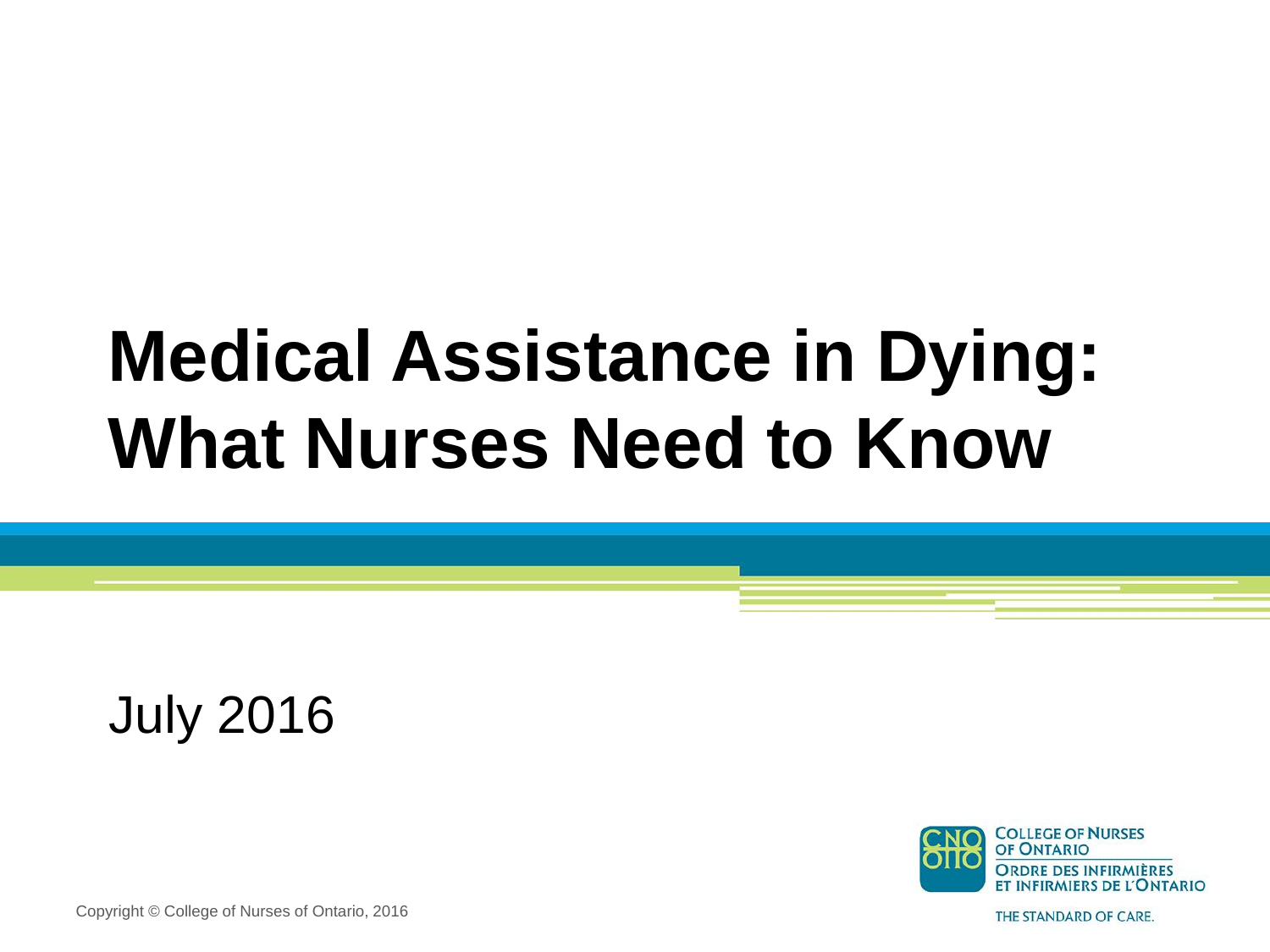# Medical Assistance in Dying: What Nurses Need to Know

July 2016

COLLEGE OF NURSES OF ONTARIO

ORDRE DES INFIRMIÈRES ET INFIRMIERS DE L'ONTARIO

THE STANDARD OF CARE.

Copyright © College of Nurses of Ontario, 2016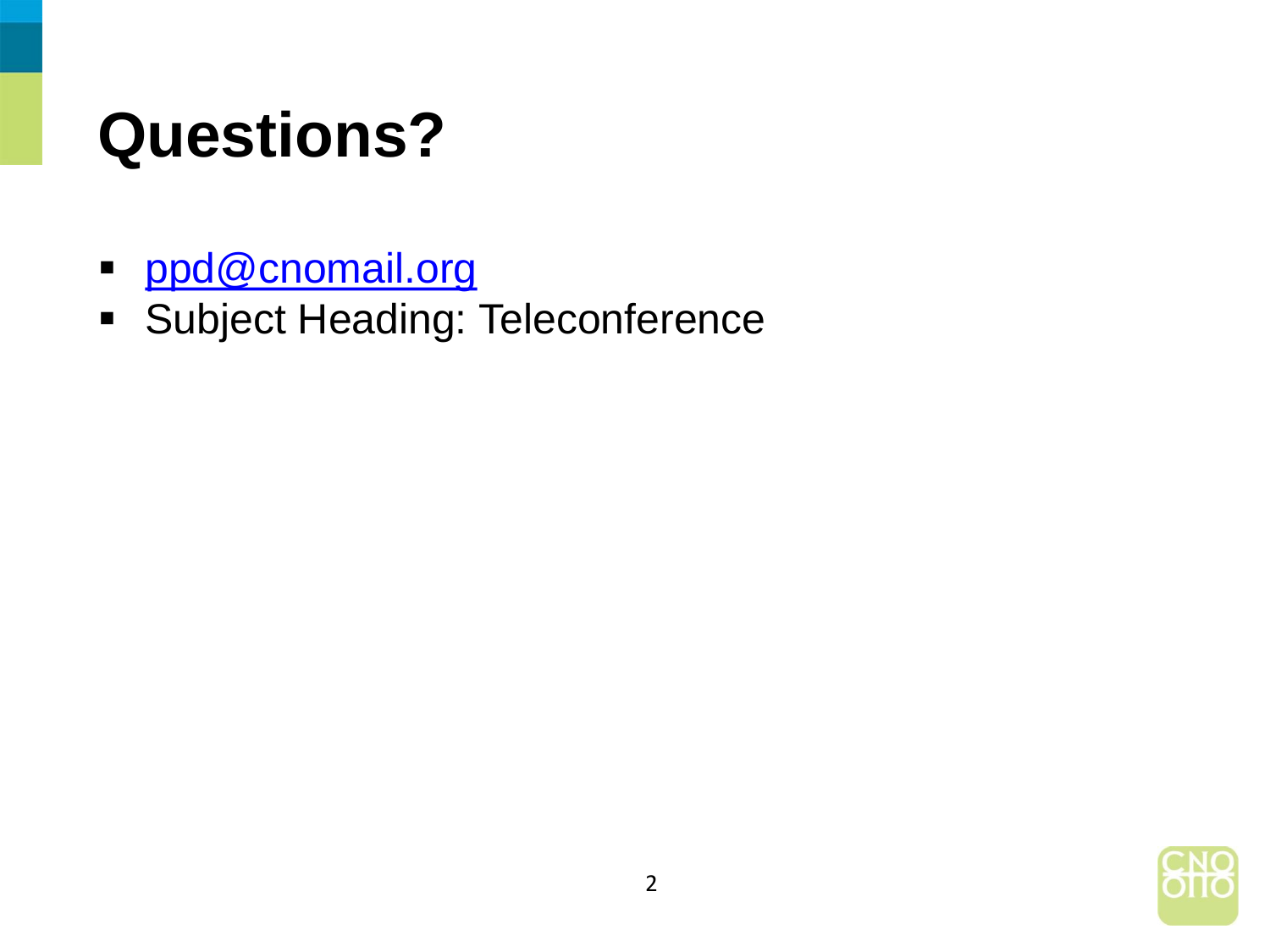# Questions?

- ppd@cnomail.org
- Subject Heading: Teleconference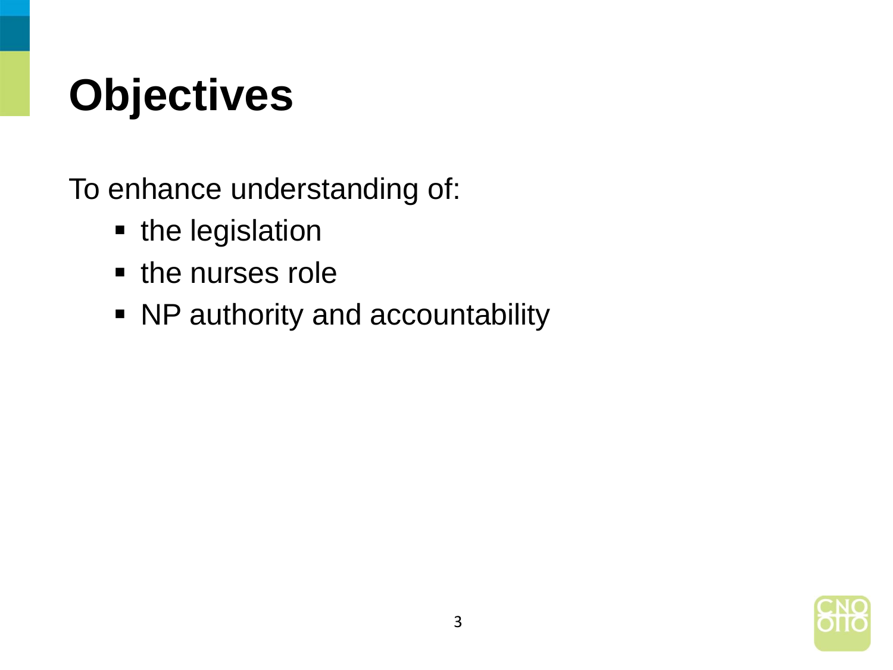# Objectives

To enhance understanding of:

- the legislation
- the nurses role
- NP authority and accountability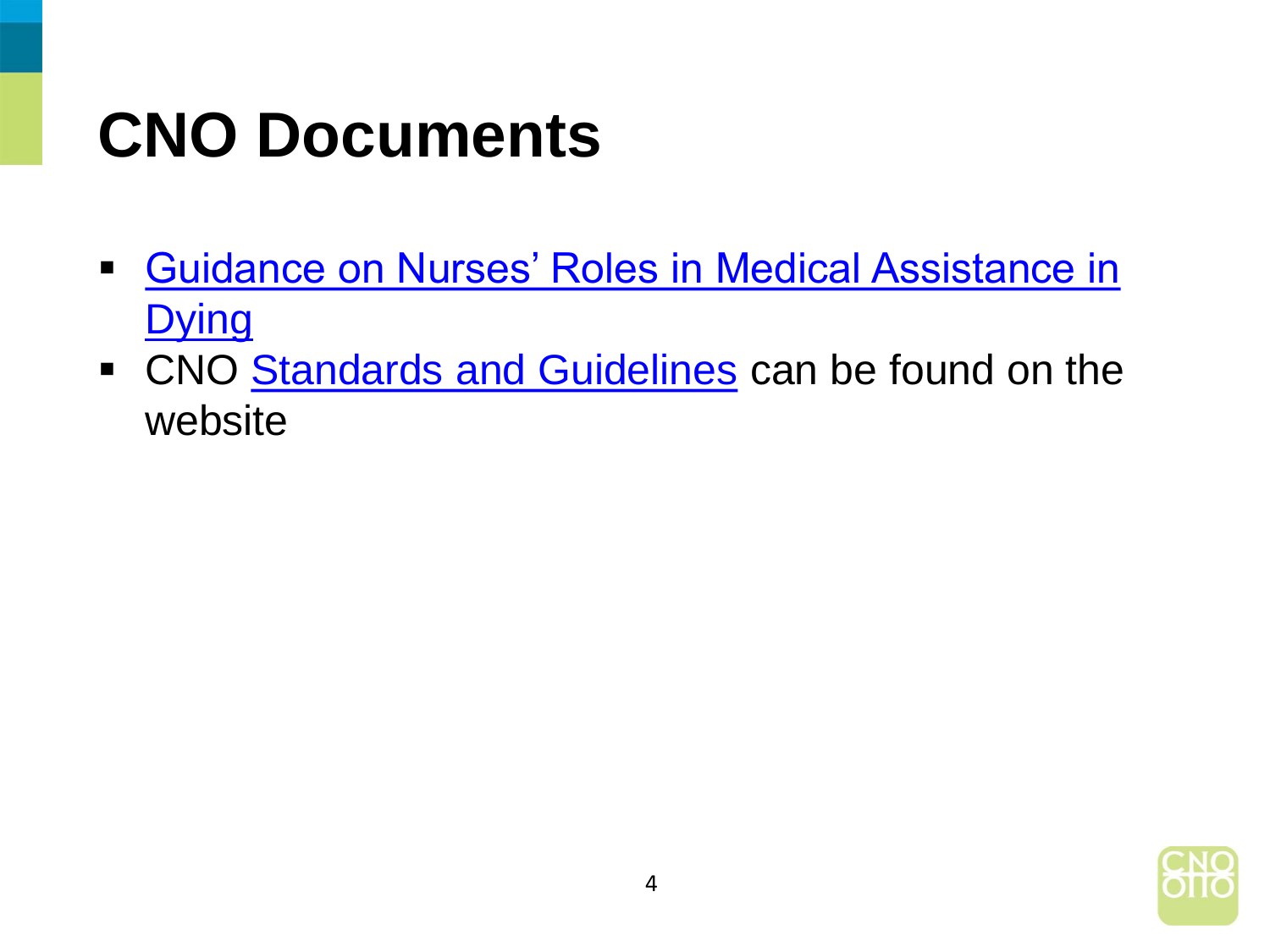# CNO Documents

- Guidance on Nurses' Roles in Medical Assistance in Dying
- CNO Standards and Guidelines can be found on the website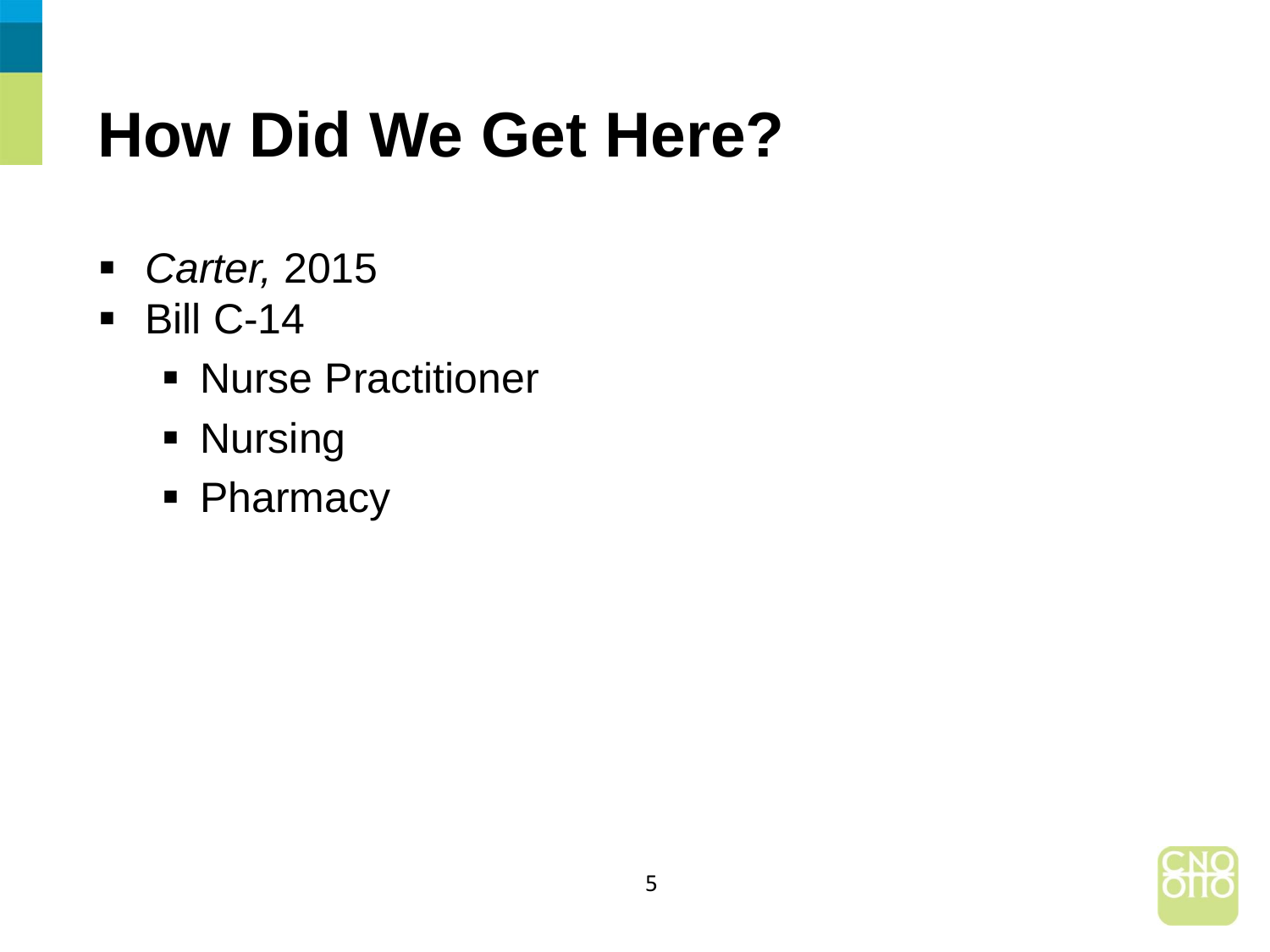# How Did We Get Here?

- *Carter,* 2015
- Bill C-14
  - Nurse Practitioner
  - Nursing
  - Pharmacy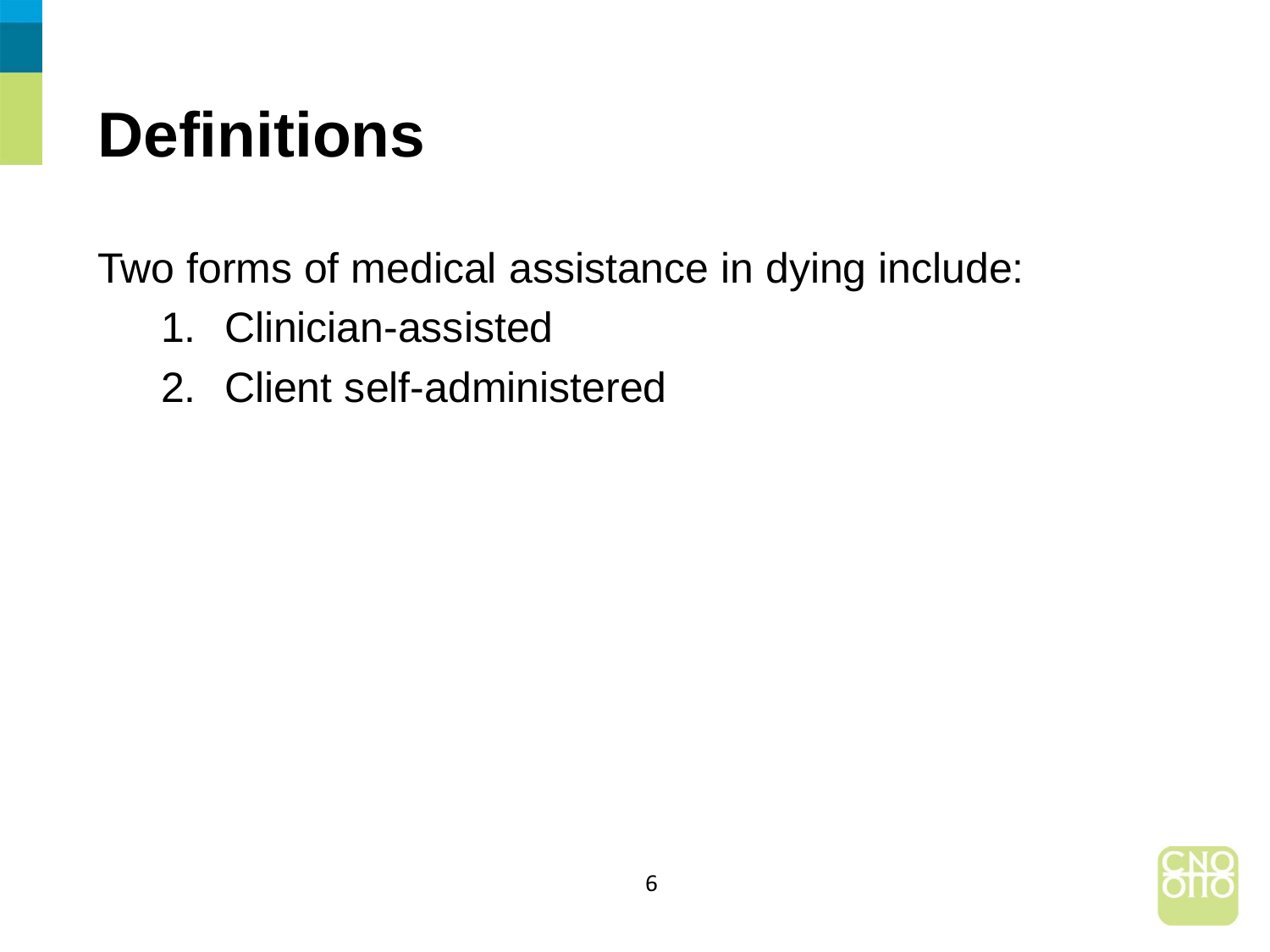# Definitions

Two forms of medical assistance in dying include:

1. Clinician-assisted
2. Client self-administered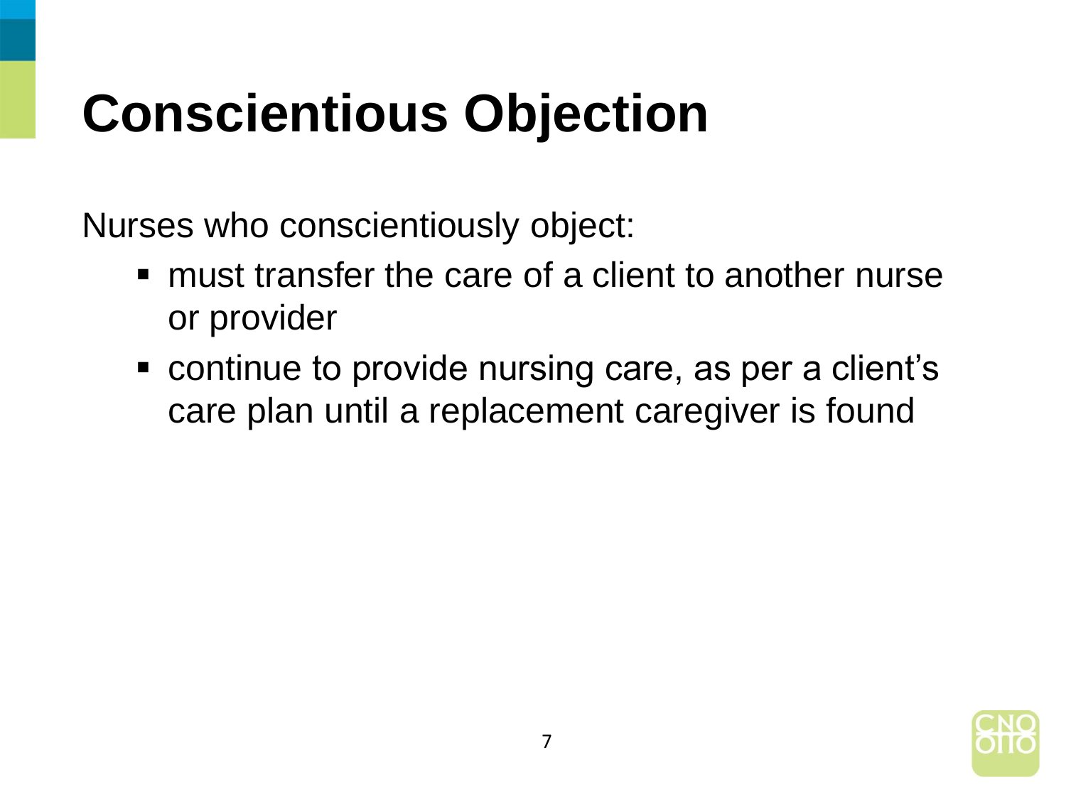# Conscientious Objection

Nurses who conscientiously object:

- must transfer the care of a client to another nurse or provider
- continue to provide nursing care, as per a client's care plan until a replacement caregiver is found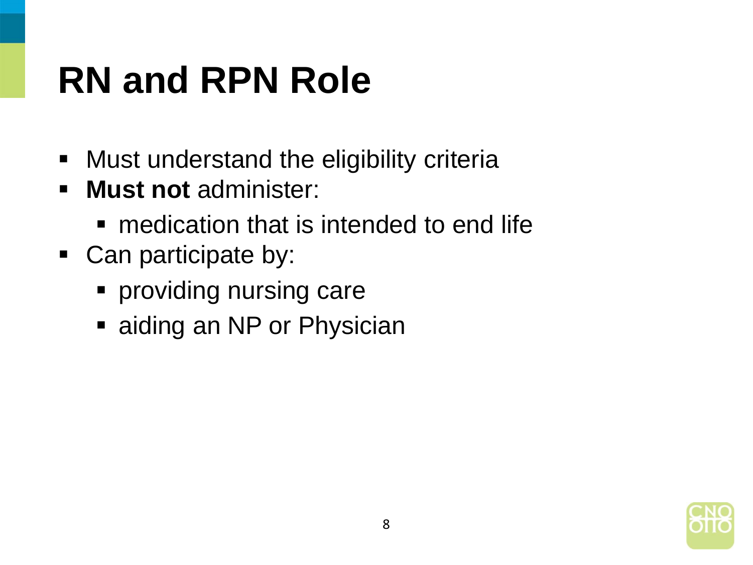# RN and RPN Role

- Must understand the eligibility criteria
- **Must not** administer:
  - medication that is intended to end life
- Can participate by:
  - providing nursing care
  - aiding an NP or Physician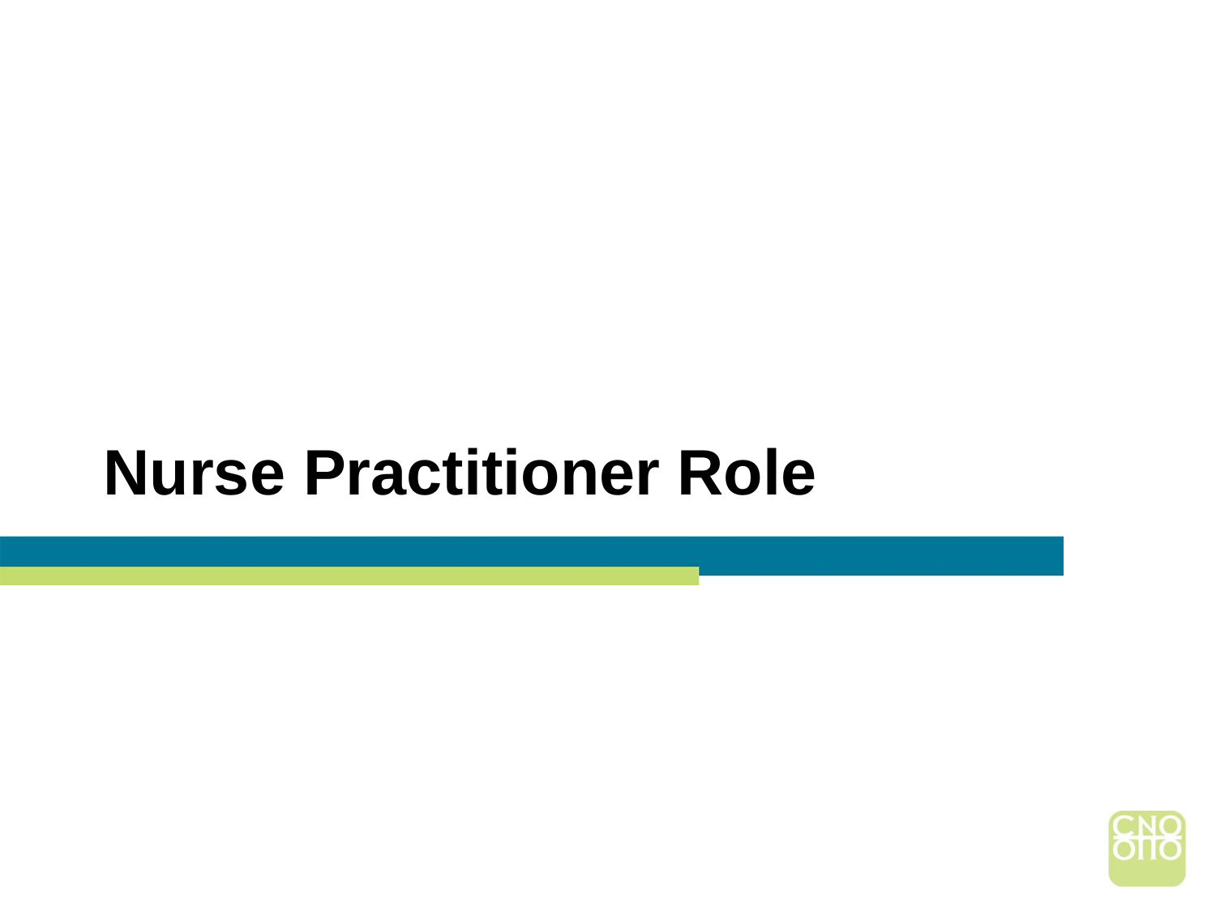# Nurse Practitioner Role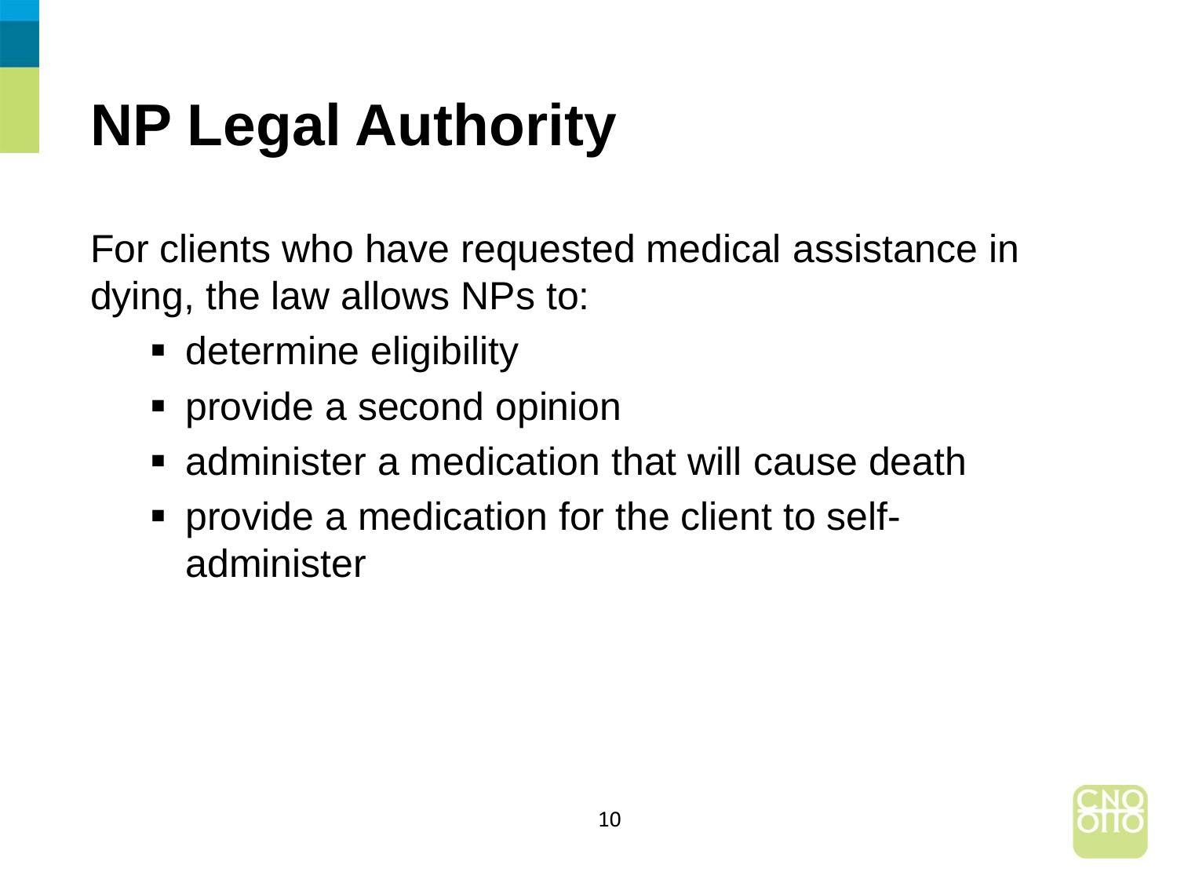# NP Legal Authority

For clients who have requested medical assistance in dying, the law allows NPs to:

- determine eligibility
- provide a second opinion
- administer a medication that will cause death
- provide a medication for the client to self-administer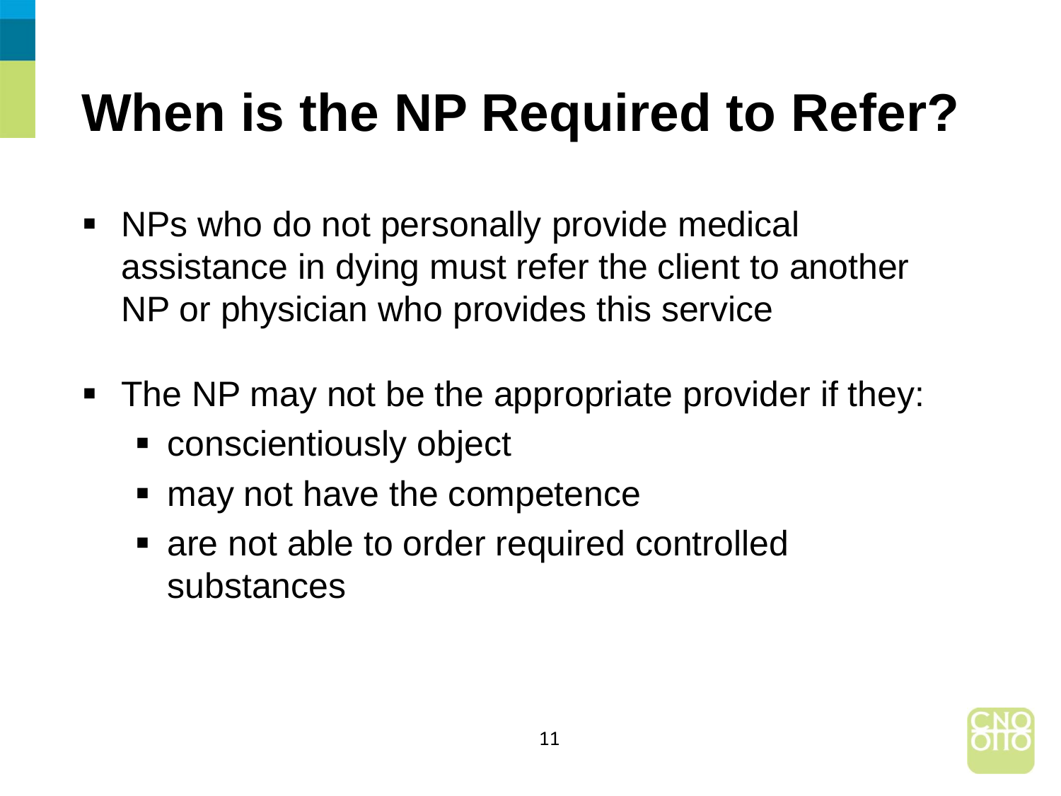# When is the NP Required to Refer?

- NPs who do not personally provide medical assistance in dying must refer the client to another NP or physician who provides this service

- The NP may not be the appropriate provider if they:
  - conscientiously object
  - may not have the competence
  - are not able to order required controlled substances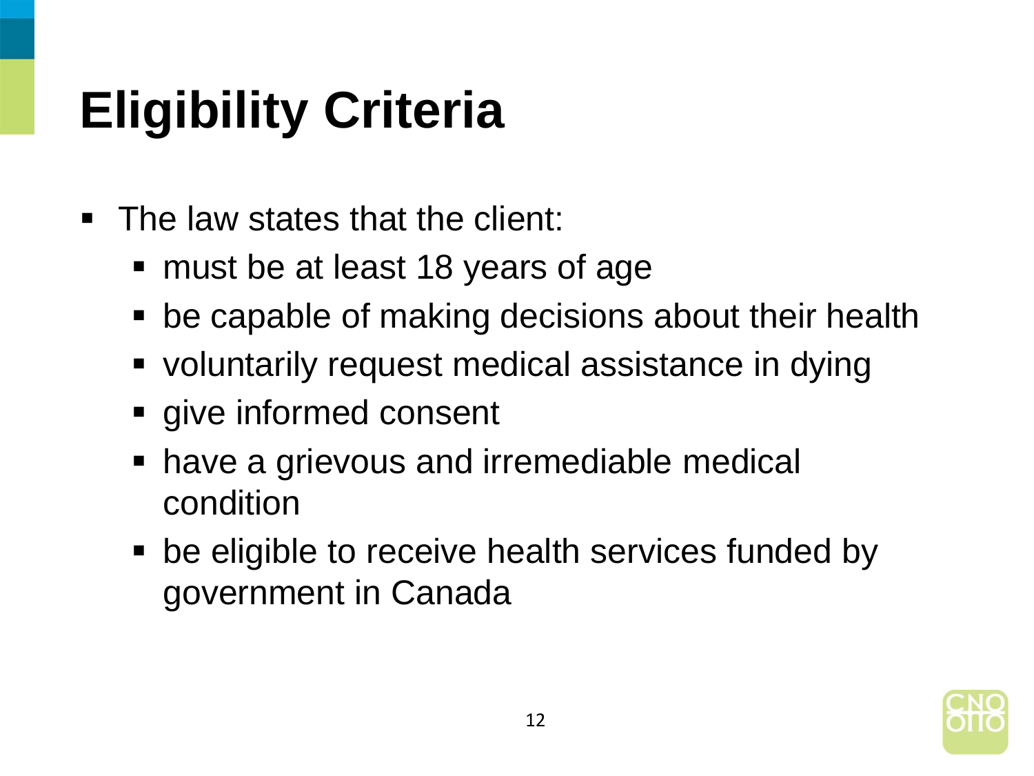# Eligibility Criteria

- The law states that the client:
  - must be at least 18 years of age
  - be capable of making decisions about their health
  - voluntarily request medical assistance in dying
  - give informed consent
  - have a grievous and irremediable medical condition
  - be eligible to receive health services funded by government in Canada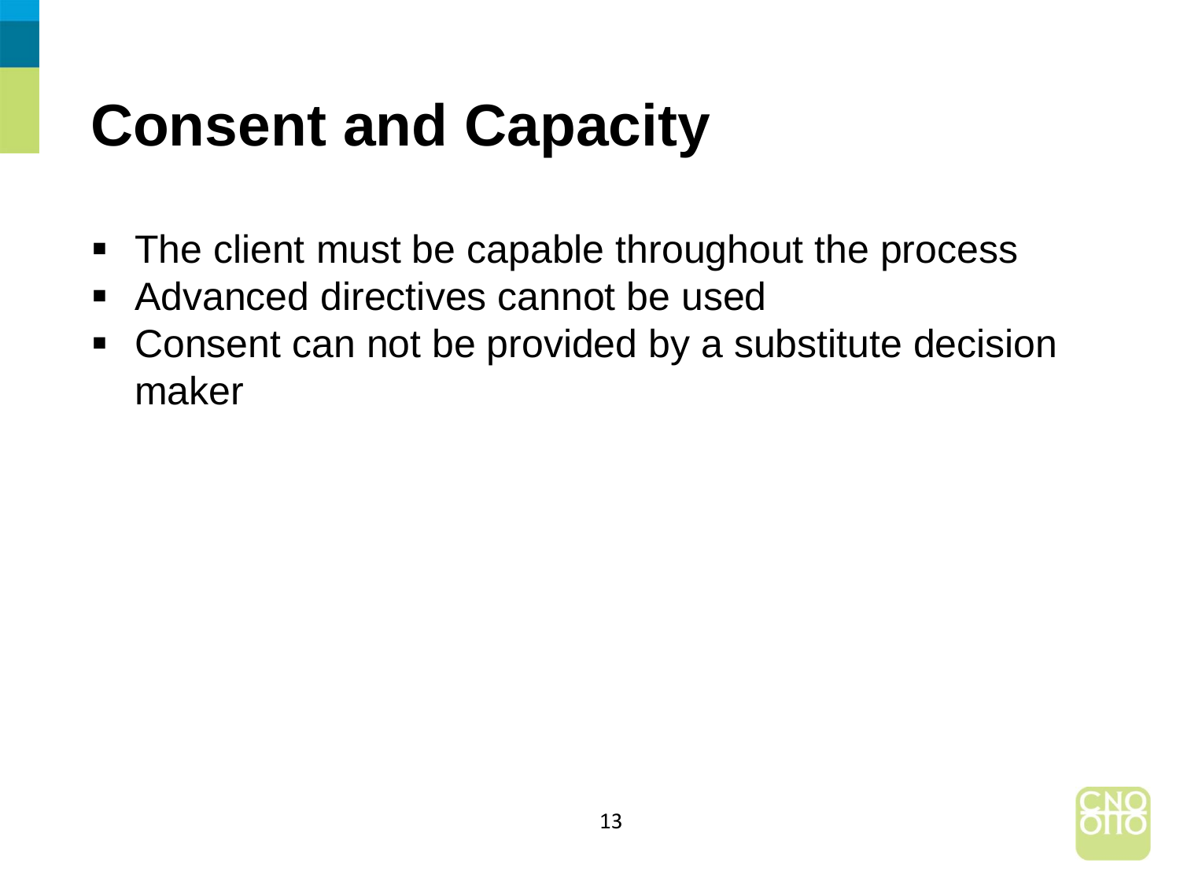# Consent and Capacity

- The client must be capable throughout the process
- Advanced directives cannot be used
- Consent can not be provided by a substitute decision maker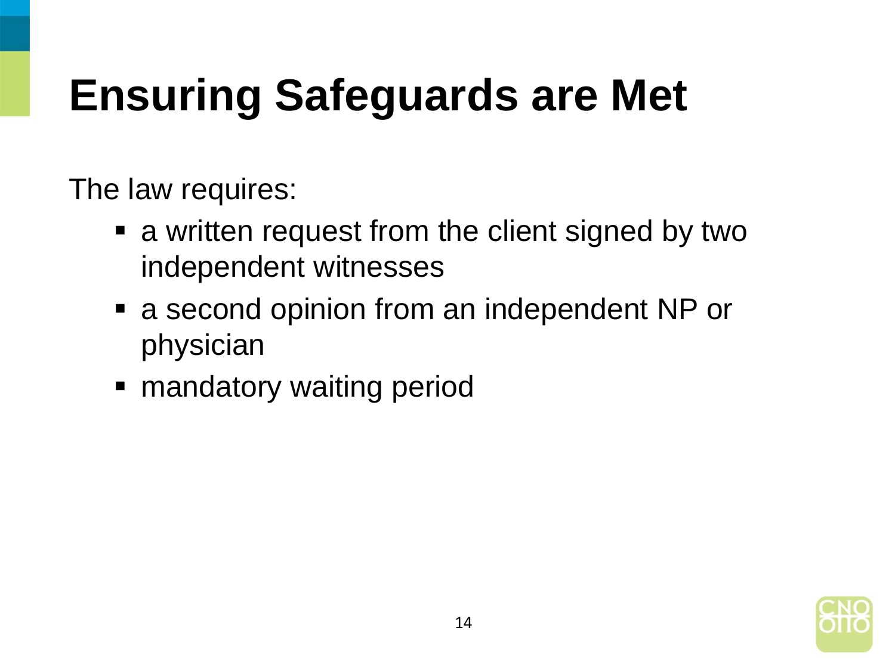# Ensuring Safeguards are Met

The law requires:

- a written request from the client signed by two independent witnesses
- a second opinion from an independent NP or physician
- mandatory waiting period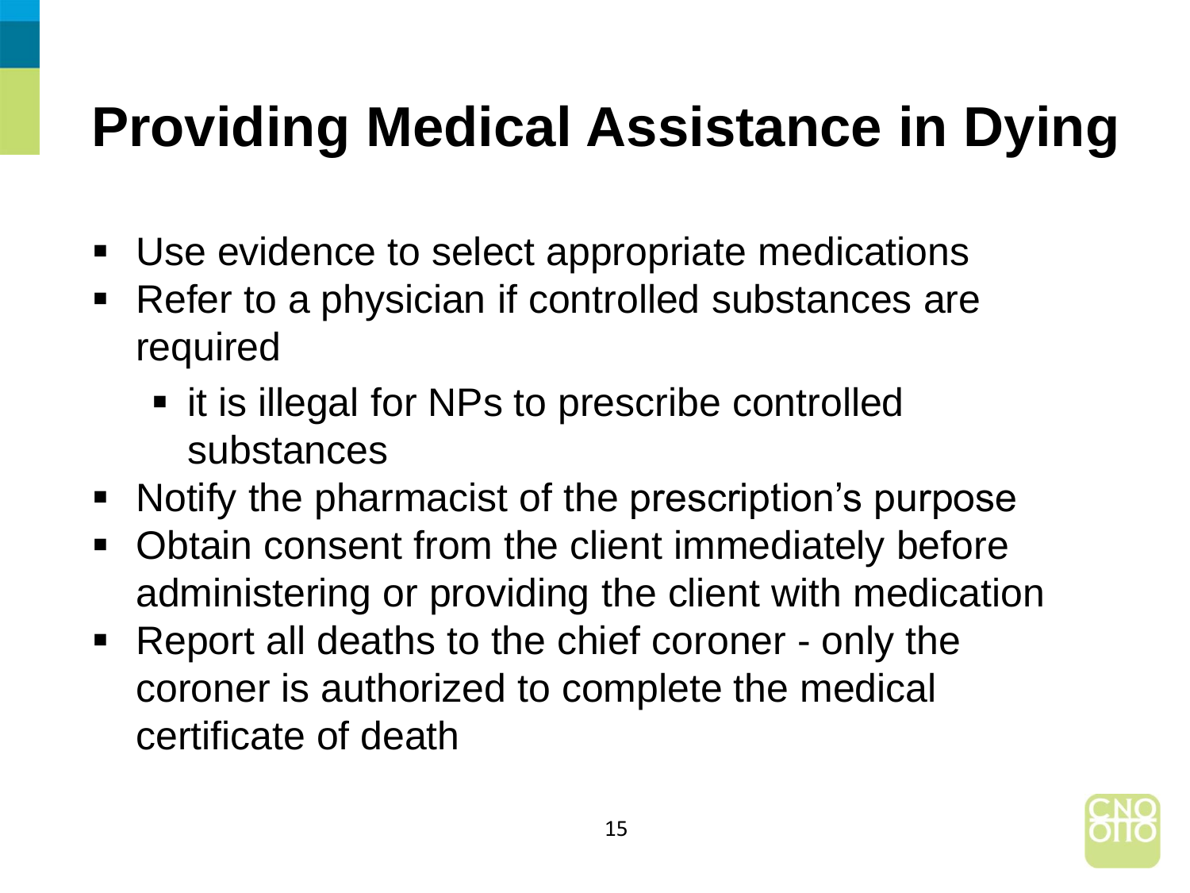# Providing Medical Assistance in Dying

- Use evidence to select appropriate medications
- Refer to a physician if controlled substances are required
  - it is illegal for NPs to prescribe controlled substances
- Notify the pharmacist of the prescription's purpose
- Obtain consent from the client immediately before administering or providing the client with medication
- Report all deaths to the chief coroner - only the coroner is authorized to complete the medical certificate of death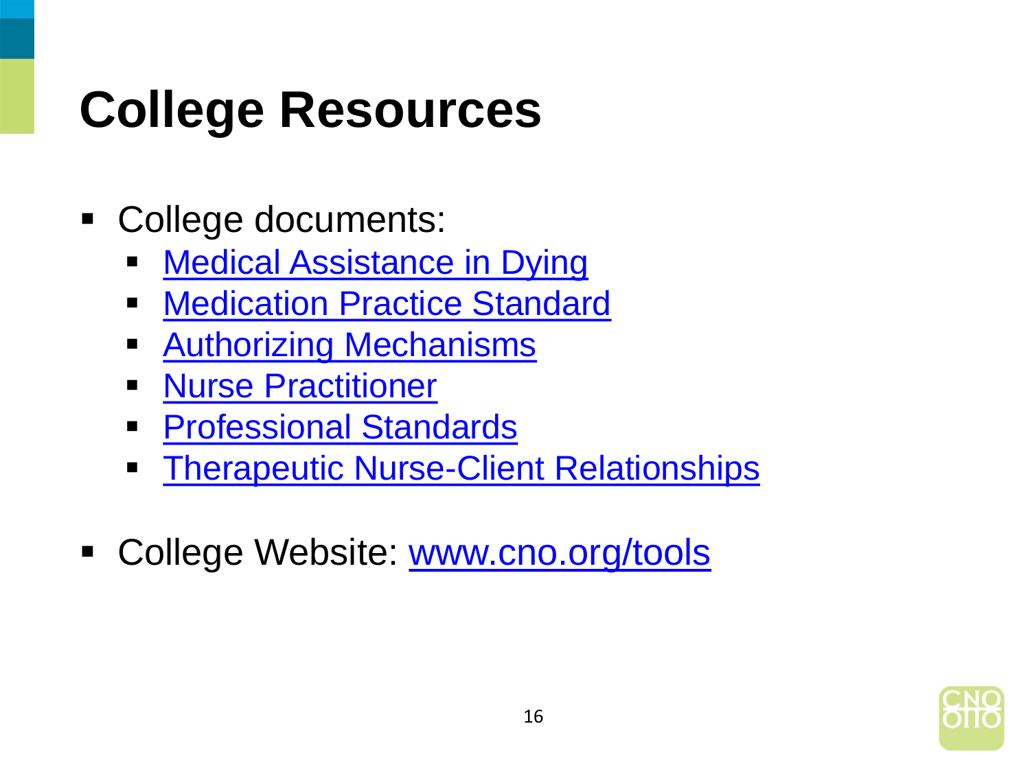# College Resources

- College documents:
  - Medical Assistance in Dying
  - Medication Practice Standard
  - Authorizing Mechanisms
  - Nurse Practitioner
  - Professional Standards
  - Therapeutic Nurse-Client Relationships

- College Website: www.cno.org/tools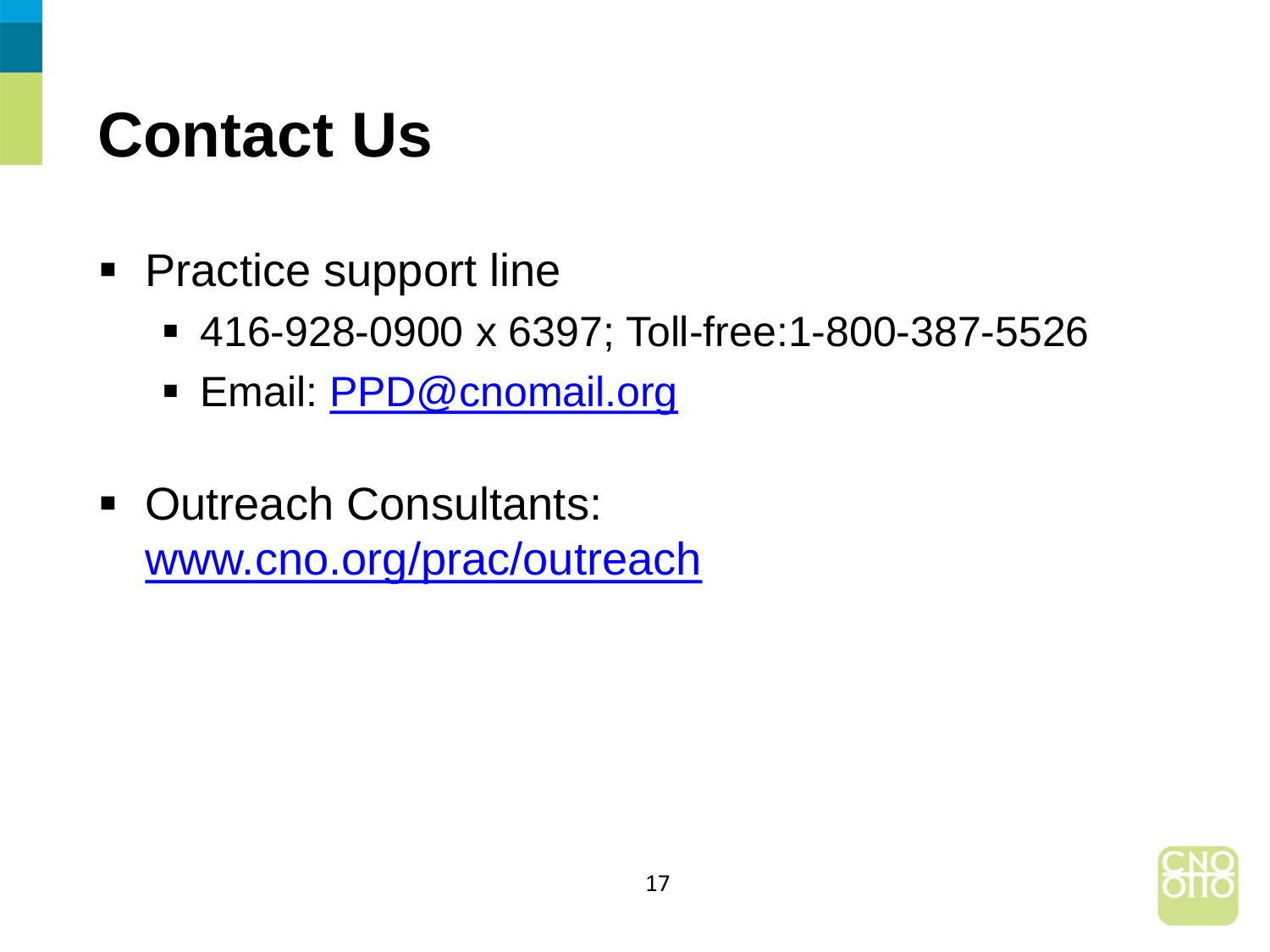# Contact Us

- Practice support line
  - 416-928-0900 x 6397; Toll-free:1-800-387-5526
  - Email: [PPD@cnomail.org](mailto:PPD@cnomail.org)

- Outreach Consultants: [www.cno.org/prac/outreach](http://www.cno.org/prac/outreach)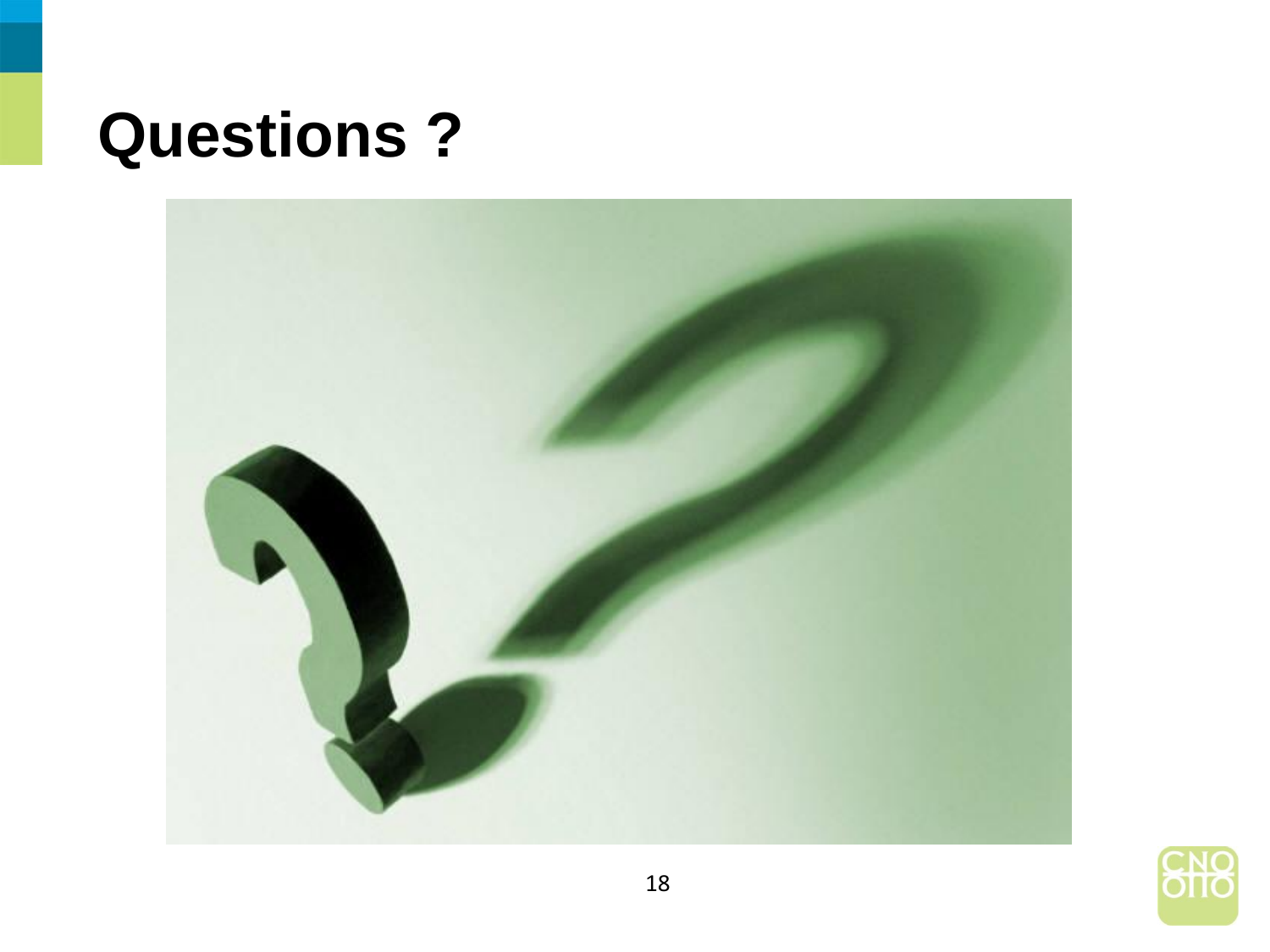# Questions ?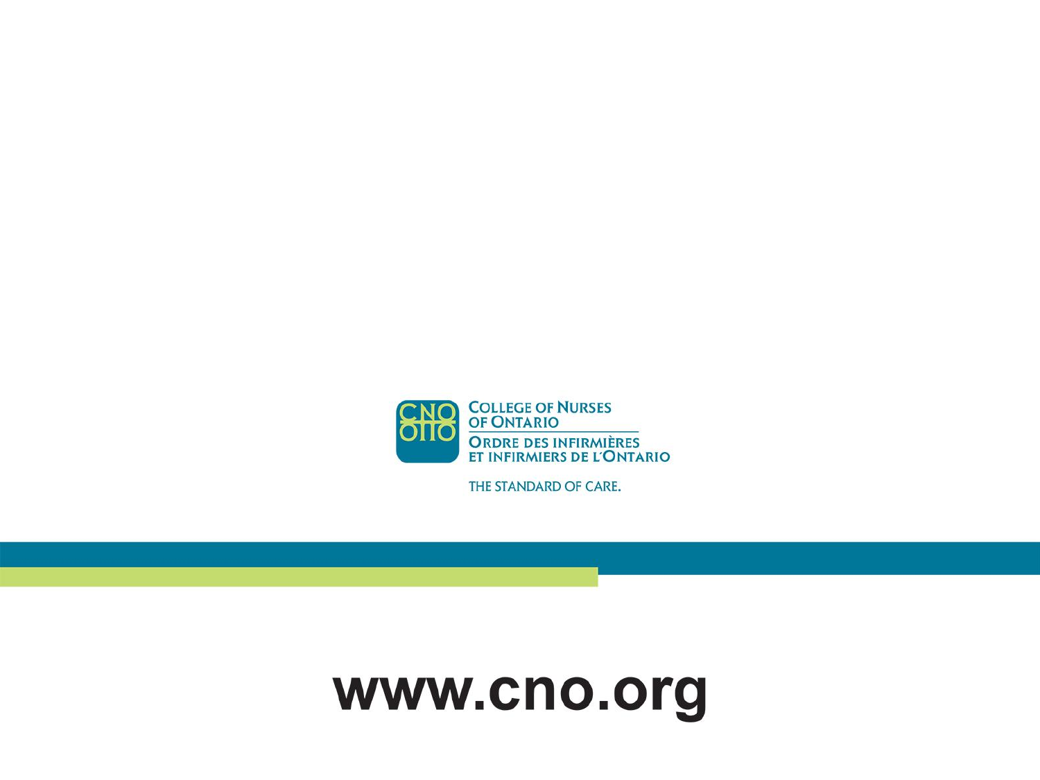COLLEGE OF NURSES OF ONTARIO

ORDRE DES INFIRMIÈRES ET INFIRMIERS DE L'ONTARIO

THE STANDARD OF CARE.

**www.cno.org**